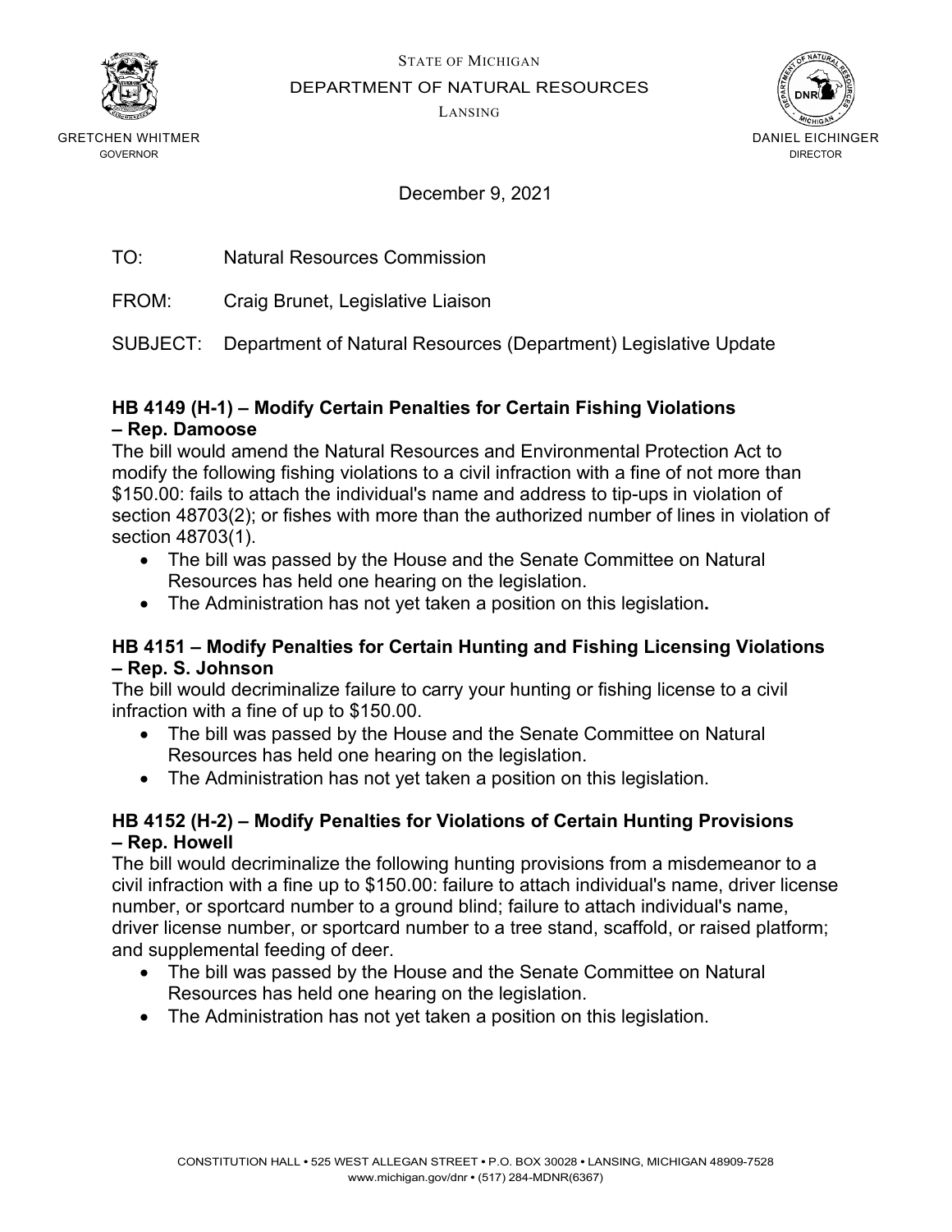STATE OF MICHIGAN

DEPARTMENT OF NATURAL RESOURCES

LANSING

GRETCHEN WHITMER
GOVERNOR

DANIEL EICHINGER
DIRECTOR

December 9, 2021

TO: Natural Resources Commission

FROM: Craig Brunet, Legislative Liaison

SUBJECT: Department of Natural Resources (Department) Legislative Update

**HB 4149 (H-1) – Modify Certain Penalties for Certain Fishing Violations – Rep. Damoose**

The bill would amend the Natural Resources and Environmental Protection Act to modify the following fishing violations to a civil infraction with a fine of not more than $150.00: fails to attach the individual's name and address to tip-ups in violation of section 48703(2); or fishes with more than the authorized number of lines in violation of section 48703(1).

- The bill was passed by the House and the Senate Committee on Natural Resources has held one hearing on the legislation.
- The Administration has not yet taken a position on this legislation**.**

**HB 4151 – Modify Penalties for Certain Hunting and Fishing Licensing Violations – Rep. S. Johnson**

The bill would decriminalize failure to carry your hunting or fishing license to a civil infraction with a fine of up to $150.00.

- The bill was passed by the House and the Senate Committee on Natural Resources has held one hearing on the legislation.
- The Administration has not yet taken a position on this legislation.

**HB 4152 (H-2) – Modify Penalties for Violations of Certain Hunting Provisions – Rep. Howell**

The bill would decriminalize the following hunting provisions from a misdemeanor to a civil infraction with a fine up to $150.00: failure to attach individual's name, driver license number, or sportcard number to a ground blind; failure to attach individual's name, driver license number, or sportcard number to a tree stand, scaffold, or raised platform; and supplemental feeding of deer.

- The bill was passed by the House and the Senate Committee on Natural Resources has held one hearing on the legislation.
- The Administration has not yet taken a position on this legislation.

CONSTITUTION HALL • 525 WEST ALLEGAN STREET • P.O. BOX 30028 • LANSING, MICHIGAN 48909-7528
www.michigan.gov/dnr • (517) 284-MDNR(6367)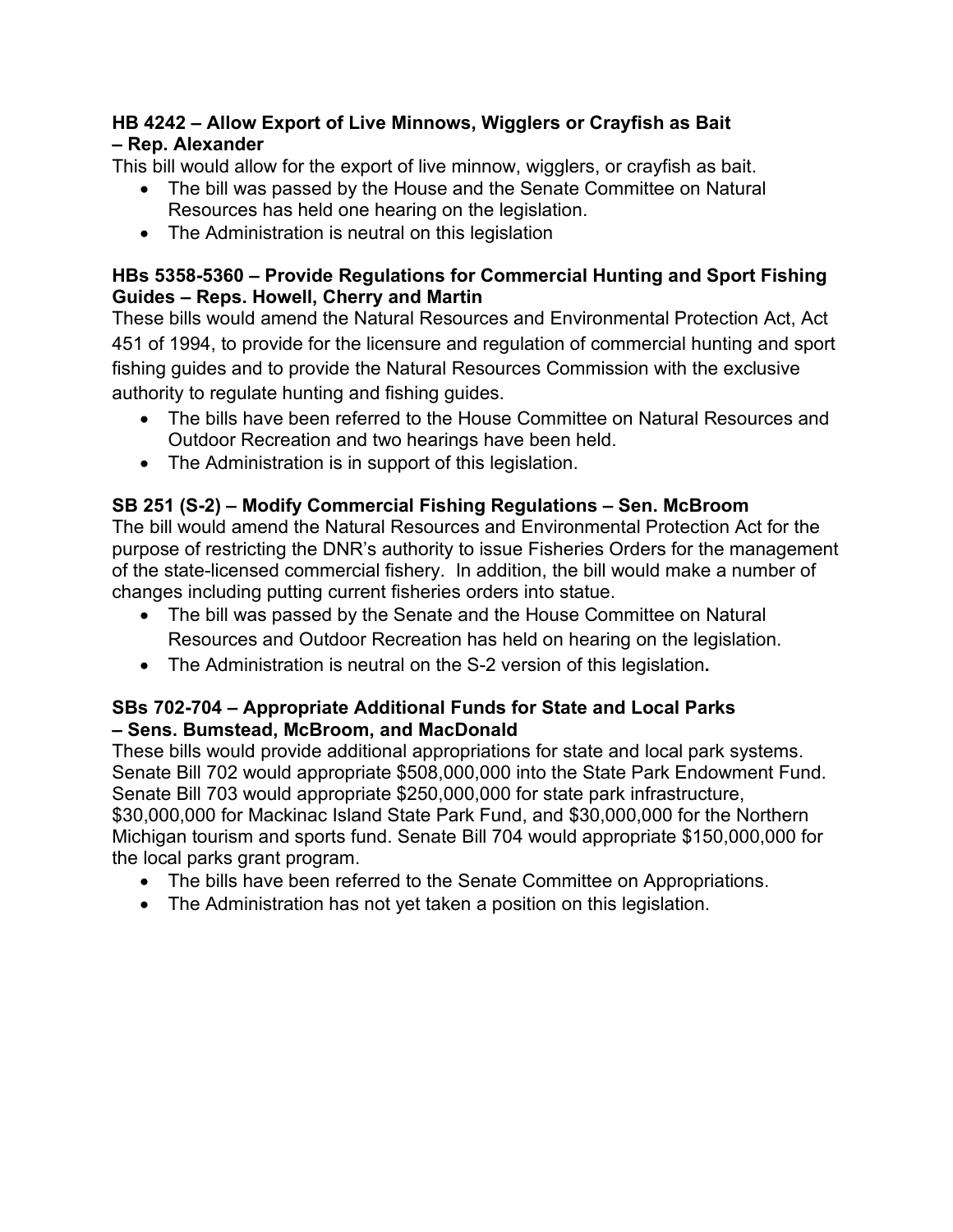**HB 4242 – Allow Export of Live Minnows, Wigglers or Crayfish as Bait – Rep. Alexander**

This bill would allow for the export of live minnow, wigglers, or crayfish as bait.

- The bill was passed by the House and the Senate Committee on Natural Resources has held one hearing on the legislation.
- The Administration is neutral on this legislation

**HBs 5358-5360 – Provide Regulations for Commercial Hunting and Sport Fishing Guides – Reps. Howell, Cherry and Martin**

These bills would amend the Natural Resources and Environmental Protection Act, Act 451 of 1994, to provide for the licensure and regulation of commercial hunting and sport fishing guides and to provide the Natural Resources Commission with the exclusive authority to regulate hunting and fishing guides.

- The bills have been referred to the House Committee on Natural Resources and Outdoor Recreation and two hearings have been held.
- The Administration is in support of this legislation.

**SB 251 (S-2) – Modify Commercial Fishing Regulations – Sen. McBroom**

The bill would amend the Natural Resources and Environmental Protection Act for the purpose of restricting the DNR's authority to issue Fisheries Orders for the management of the state-licensed commercial fishery. In addition, the bill would make a number of changes including putting current fisheries orders into statue.

- The bill was passed by the Senate and the House Committee on Natural Resources and Outdoor Recreation has held on hearing on the legislation.
- The Administration is neutral on the S-2 version of this legislation**.**

**SBs 702-704 – Appropriate Additional Funds for State and Local Parks – Sens. Bumstead, McBroom, and MacDonald**

These bills would provide additional appropriations for state and local park systems. Senate Bill 702 would appropriate $508,000,000 into the State Park Endowment Fund. Senate Bill 703 would appropriate $250,000,000 for state park infrastructure, $30,000,000 for Mackinac Island State Park Fund, and $30,000,000 for the Northern Michigan tourism and sports fund. Senate Bill 704 would appropriate $150,000,000 for the local parks grant program.

- The bills have been referred to the Senate Committee on Appropriations.
- The Administration has not yet taken a position on this legislation.